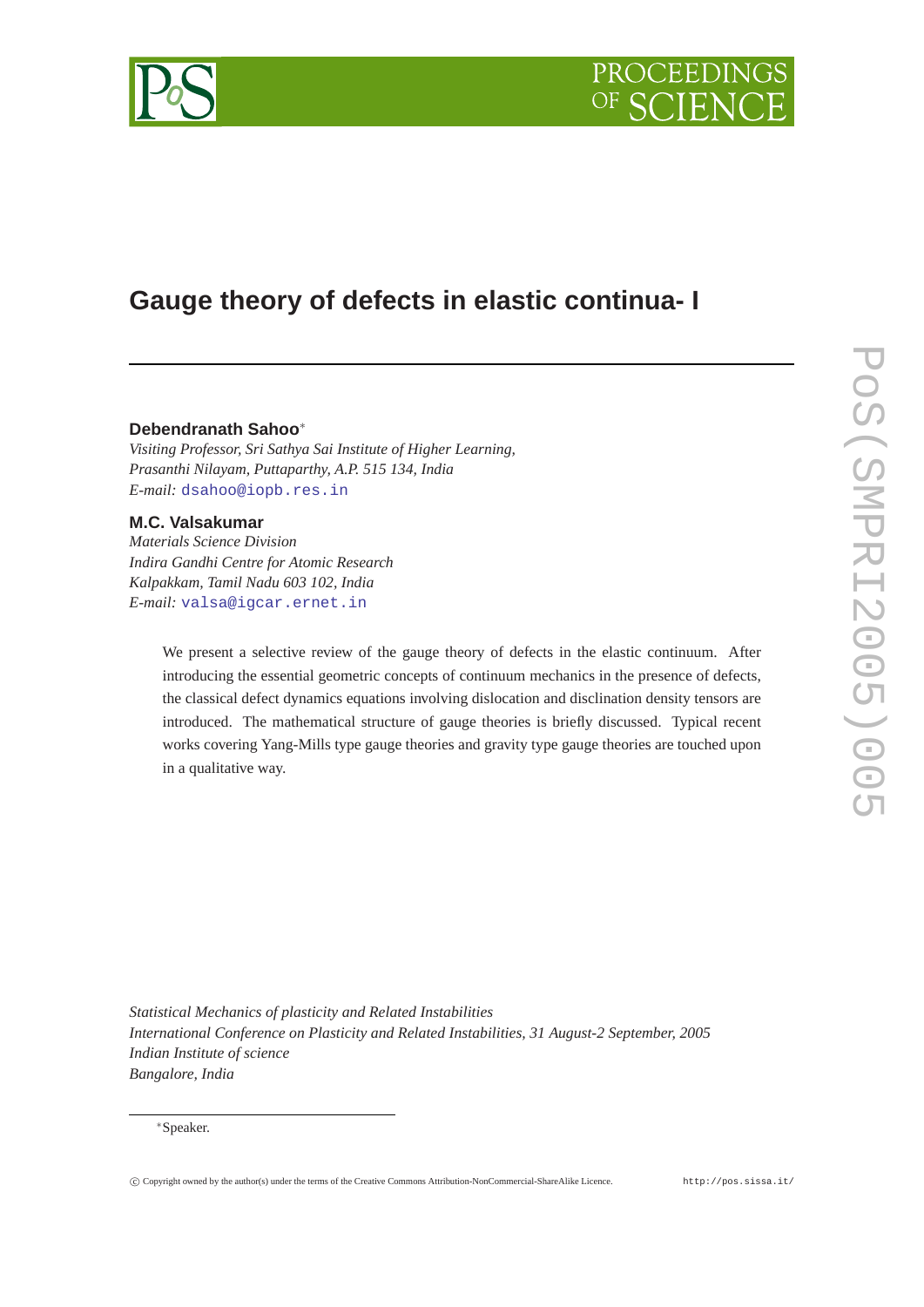# Gauge theory of defects in elastic continua- I

**Debendranath Sahoo**[*]
*Visiting Professor, Sri Sathya Sai Institute of Higher Learning, Prasanthi Nilayam, Puttaparthy, A.P. 515 134, India*
*E-mail:* dsahoo@iopb.res.in

**M.C. Valsakumar**
*Materials Science Division*
*Indira Gandhi Centre for Atomic Research*
*Kalpakkam, Tamil Nadu 603 102, India*
*E-mail:* valsa@igcar.ernet.in

We present a selective review of the gauge theory of defects in the elastic continuum. After introducing the essential geometric concepts of continuum mechanics in the presence of defects, the classical defect dynamics equations involving dislocation and disclination density tensors are introduced. The mathematical structure of gauge theories is briefly discussed. Typical recent works covering Yang-Mills type gauge theories and gravity type gauge theories are touched upon in a qualitative way.

*Statistical Mechanics of plasticity and Related Instabilities*
*International Conference on Plasticity and Related Instabilities, 31 August-2 September, 2005*
*Indian Institute of science*
*Bangalore, India*

[*]Speaker.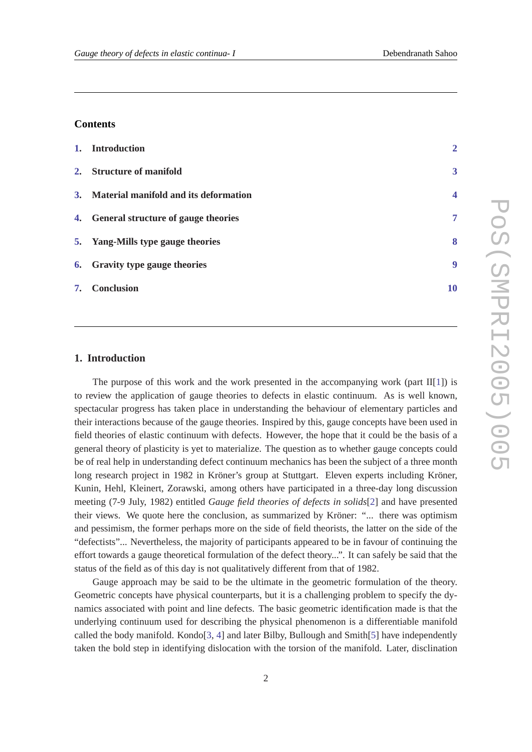## Contents

1. Introduction 2
2. Structure of manifold 3
3. Material manifold and its deformation 4
4. General structure of gauge theories 7
5. Yang-Mills type gauge theories 8
6. Gravity type gauge theories 9
7. Conclusion 10

## 1. Introduction

The purpose of this work and the work presented in the accompanying work (part II[1]) is to review the application of gauge theories to defects in elastic continuum. As is well known, spectacular progress has taken place in understanding the behaviour of elementary particles and their interactions because of the gauge theories. Inspired by this, gauge concepts have been used in field theories of elastic continuum with defects. However, the hope that it could be the basis of a general theory of plasticity is yet to materialize. The question as to whether gauge concepts could be of real help in understanding defect continuum mechanics has been the subject of a three month long research project in 1982 in Kröner's group at Stuttgart. Eleven experts including Kröner, Kunin, Hehl, Kleinert, Zorawski, among others have participated in a three-day long discussion meeting (7-9 July, 1982) entitled *Gauge field theories of defects in solids*[2] and have presented their views. We quote here the conclusion, as summarized by Kröner: "... there was optimism and pessimism, the former perhaps more on the side of field theorists, the latter on the side of the "defectists"... Nevertheless, the majority of participants appeared to be in favour of continuing the effort towards a gauge theoretical formulation of the defect theory...". It can safely be said that the status of the field as of this day is not qualitatively different from that of 1982.

Gauge approach may be said to be the ultimate in the geometric formulation of the theory. Geometric concepts have physical counterparts, but it is a challenging problem to specify the dynamics associated with point and line defects. The basic geometric identification made is that the underlying continuum used for describing the physical phenomenon is a differentiable manifold called the body manifold. Kondo[3, 4] and later Bilby, Bullough and Smith[5] have independently taken the bold step in identifying dislocation with the torsion of the manifold. Later, disclination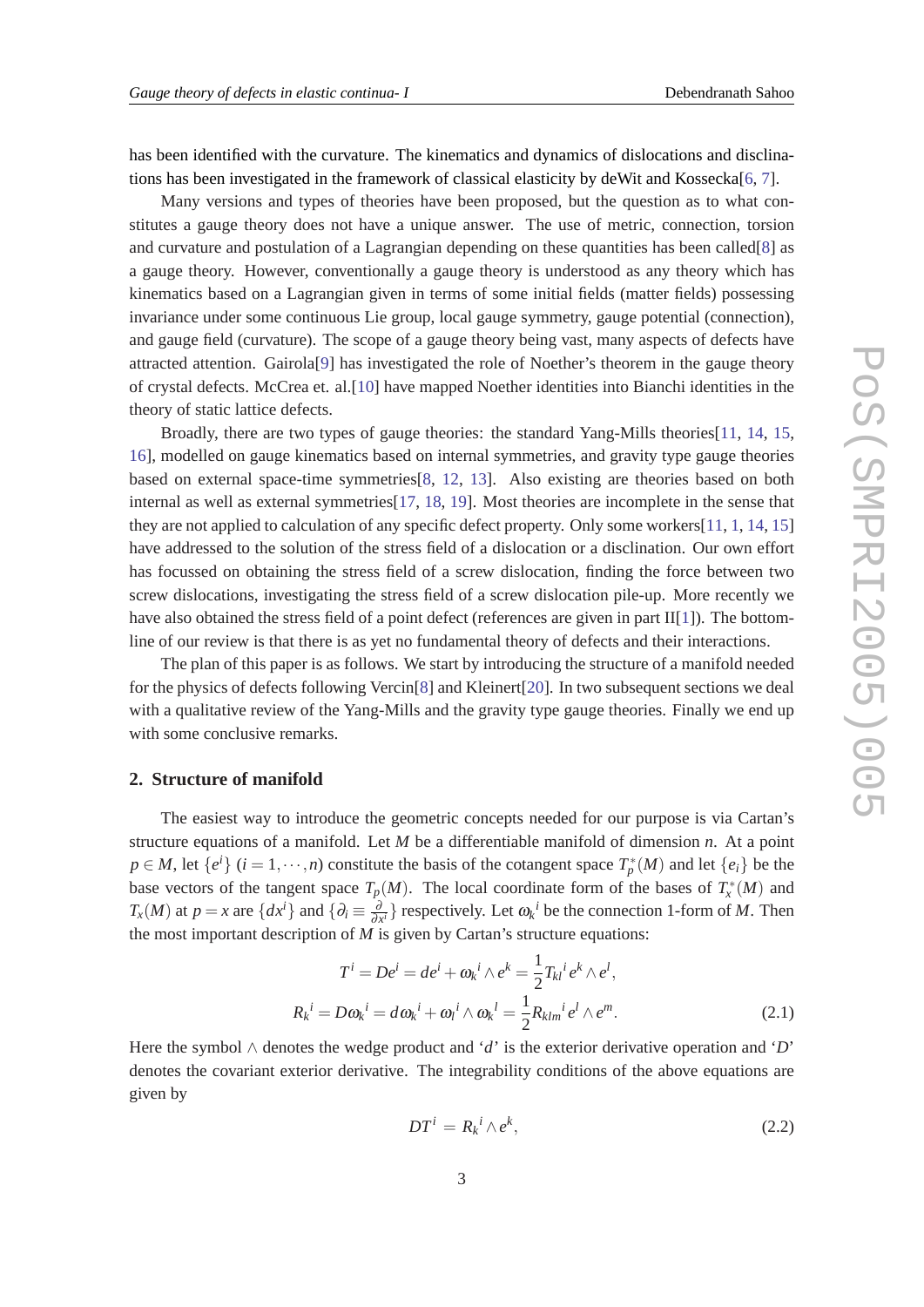has been identified with the curvature. The kinematics and dynamics of dislocations and disclinations has been investigated in the framework of classical elasticity by deWit and Kossecka[6, 7].

Many versions and types of theories have been proposed, but the question as to what constitutes a gauge theory does not have a unique answer. The use of metric, connection, torsion and curvature and postulation of a Lagrangian depending on these quantities has been called[8] as a gauge theory. However, conventionally a gauge theory is understood as any theory which has kinematics based on a Lagrangian given in terms of some initial fields (matter fields) possessing invariance under some continuous Lie group, local gauge symmetry, gauge potential (connection), and gauge field (curvature). The scope of a gauge theory being vast, many aspects of defects have attracted attention. Gairola[9] has investigated the role of Noether's theorem in the gauge theory of crystal defects. McCrea et. al.[10] have mapped Noether identities into Bianchi identities in the theory of static lattice defects.

Broadly, there are two types of gauge theories: the standard Yang-Mills theories[11, 14, 15, 16], modelled on gauge kinematics based on internal symmetries, and gravity type gauge theories based on external space-time symmetries[8, 12, 13]. Also existing are theories based on both internal as well as external symmetries[17, 18, 19]. Most theories are incomplete in the sense that they are not applied to calculation of any specific defect property. Only some workers[11, 1, 14, 15] have addressed to the solution of the stress field of a dislocation or a disclination. Our own effort has focussed on obtaining the stress field of a screw dislocation, finding the force between two screw dislocations, investigating the stress field of a screw dislocation pile-up. More recently we have also obtained the stress field of a point defect (references are given in part II[1]). The bottom-line of our review is that there is as yet no fundamental theory of defects and their interactions.

The plan of this paper is as follows. We start by introducing the structure of a manifold needed for the physics of defects following Vercin[8] and Kleinert[20]. In two subsequent sections we deal with a qualitative review of the Yang-Mills and the gravity type gauge theories. Finally we end up with some conclusive remarks.

## 2. Structure of manifold

The easiest way to introduce the geometric concepts needed for our purpose is via Cartan's structure equations of a manifold. Let $M$ be a differentiable manifold of dimension $n$. At a point $p \in M$, let $\{e^i\}$ $(i = 1, \cdots, n)$ constitute the basis of the cotangent space $T_p^*(M)$ and let $\{e_i\}$ be the base vectors of the tangent space $T_p(M)$. The local coordinate form of the bases of $T_x^*(M)$ and $T_x(M)$ at $p = x$ are $\{dx^i\}$ and $\{\partial_i \equiv \frac{\partial}{\partial x^i}\}$ respectively. Let $\omega_k{}^i$ be the connection 1-form of $M$. Then the most important description of $M$ is given by Cartan's structure equations:

$$
\begin{aligned}
T^i = De^i = de^i + \omega_k{}^i \wedge e^k = \frac{1}{2} T_{kl}{}^i e^k \wedge e^l, \\
R_k{}^i = D\omega_k{}^i = d\omega_k{}^i + \omega_l{}^i \wedge \omega_k{}^l = \frac{1}{2} R_{klm}{}^i e^l \wedge e^m.
\end{aligned} \tag{2.1}
$$

Here the symbol $\wedge$ denotes the wedge product and '$d$' is the exterior derivative operation and '$D$' denotes the covariant exterior derivative. The integrability conditions of the above equations are given by

$$
DT^i = R_k{}^i \wedge e^k, \tag{2.2}
$$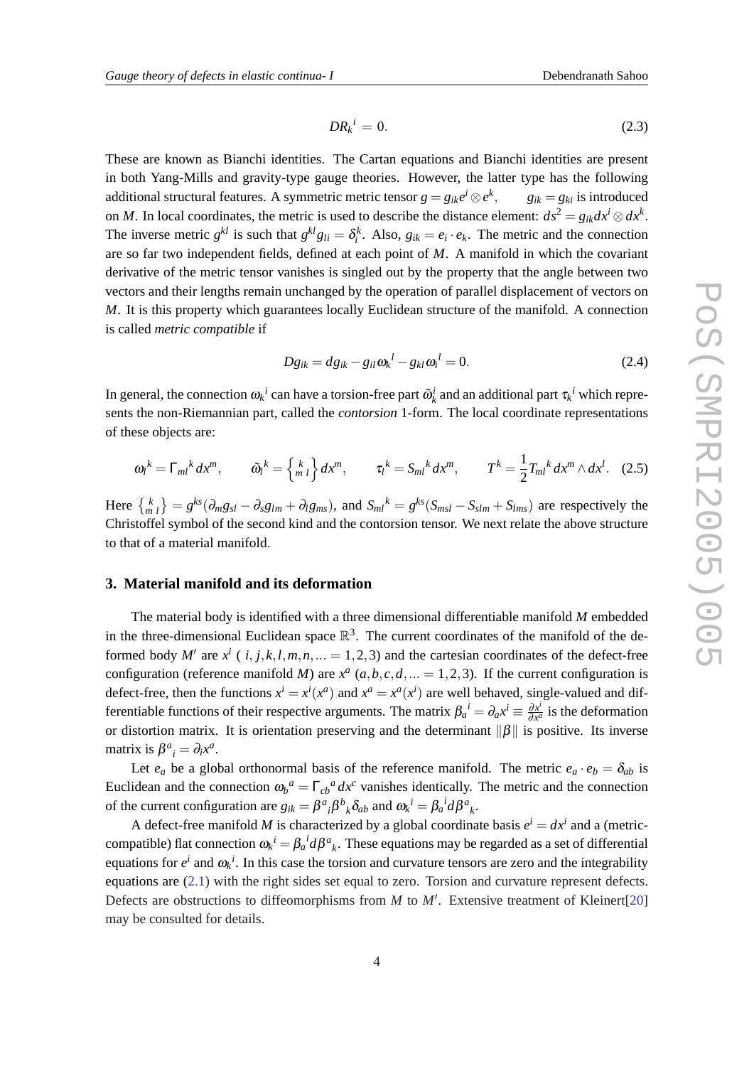$$DR_k{}^i = 0. \tag{2.3}$$

These are known as Bianchi identities. The Cartan equations and Bianchi identities are present in both Yang-Mills and gravity-type gauge theories. However, the latter type has the following additional structural features. A symmetric metric tensor $g = g_{ik}e^i \otimes e^k, \qquad g_{ik} = g_{ki}$ is introduced on $M$. In local coordinates, the metric is used to describe the distance element: $ds^2 = g_{ik}dx^i \otimes dx^k$. The inverse metric $g^{kl}$ is such that $g^{kl}g_{li} = \delta_i^k$. Also, $g_{ik} = e_i \cdot e_k$. The metric and the connection are so far two independent fields, defined at each point of $M$. A manifold in which the covariant derivative of the metric tensor vanishes is singled out by the property that the angle between two vectors and their lengths remain unchanged by the operation of parallel displacement of vectors on $M$. It is this property which guarantees locally Euclidean structure of the manifold. A connection is called *metric compatible* if

$$Dg_{ik} = dg_{ik} - g_{il}\omega_k{}^l - g_{kl}\omega_i{}^l = 0. \tag{2.4}$$

In general, the connection $\omega_k{}^i$ can have a torsion-free part $\tilde{\omega}_k^i$ and an additional part $\tau_k{}^i$ which represents the non-Riemannian part, called the *contorsion* 1-form. The local coordinate representations of these objects are:

$$\omega_l{}^k = \Gamma_{ml}{}^k dx^m, \qquad \tilde{\omega}_l{}^k = \left\{ {k \atop m\ l} \right\} dx^m, \qquad \tau_l{}^k = S_{ml}{}^k dx^m, \qquad T^k = \frac{1}{2} T_{ml}{}^k dx^m \wedge dx^l. \tag{2.5}$$

Here $\left\{ {k \atop m\ l} \right\} = g^{ks}(\partial_m g_{sl} - \partial_s g_{lm} + \partial_l g_{ms})$, and $S_{ml}{}^k = g^{ks}(S_{msl} - S_{slm} + S_{lms})$ are respectively the Christoffel symbol of the second kind and the contorsion tensor. We next relate the above structure to that of a material manifold.

## 3. Material manifold and its deformation

The material body is identified with a three dimensional differentiable manifold $M$ embedded in the three-dimensional Euclidean space $\mathbb{R}^3$. The current coordinates of the manifold of the deformed body $M'$ are $x^i$ ( $i, j, k, l, m, n, ... = 1, 2, 3$) and the cartesian coordinates of the defect-free configuration (reference manifold $M$) are $x^a$ $(a, b, c, d, ... = 1, 2, 3)$. If the current configuration is defect-free, then the functions $x^i = x^i(x^a)$ and $x^a = x^a(x^i)$ are well behaved, single-valued and differentiable functions of their respective arguments. The matrix $\beta_a{}^i = \partial_a x^i \equiv \frac{\partial x^i}{\partial x^a}$ is the deformation or distortion matrix. It is orientation preserving and the determinant $\|\beta\|$ is positive. Its inverse matrix is $\beta^a{}_i = \partial_i x^a$.

Let $e_a$ be a global orthonormal basis of the reference manifold. The metric $e_a \cdot e_b = \delta_{ab}$ is Euclidean and the connection $\omega_b{}^a = \Gamma_{cb}{}^a dx^c$ vanishes identically. The metric and the connection of the current configuration are $g_{ik} = \beta^a{}_i \beta^b{}_k \delta_{ab}$ and $\omega_k{}^i = \beta_a{}^i d\beta^a{}_k$.

A defect-free manifold $M$ is characterized by a global coordinate basis $e^i = dx^i$ and a (metric-compatible) flat connection $\omega_k{}^i = \beta_a{}^i d\beta^a{}_k$. These equations may be regarded as a set of differential equations for $e^i$ and $\omega_k{}^i$. In this case the torsion and curvature tensors are zero and the integrability equations are (2.1) with the right sides set equal to zero. Torsion and curvature represent defects. Defects are obstructions to diffeomorphisms from $M$ to $M'$. Extensive treatment of Kleinert[20] may be consulted for details.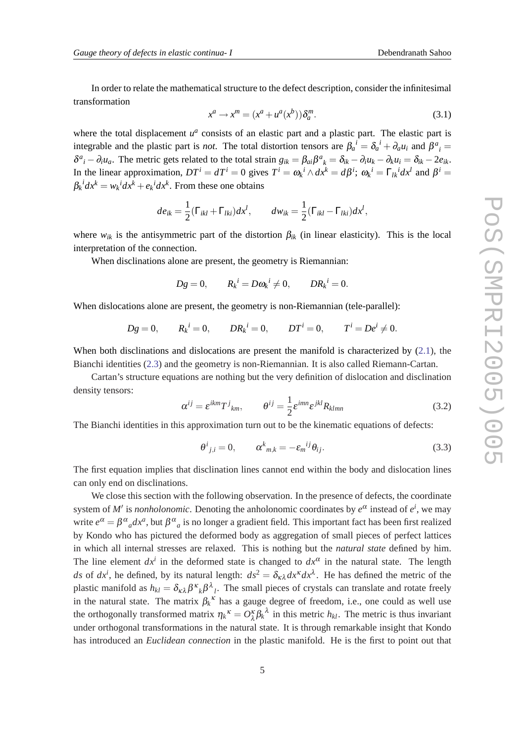In order to relate the mathematical structure to the defect description, consider the infinitesimal transformation

$$x^a \to x^m = (x^a + u^a(x^b))\delta^m_a. \tag{3.1}$$

where the total displacement $u^a$ consists of an elastic part and a plastic part. The elastic part is integrable and the plastic part is *not*. The total distortion tensors are $\beta_a{}^i = \delta_a{}^i + \partial_a u_i$ and $\beta^a{}_i = \delta^a{}_i - \partial_i u_a$. The metric gets related to the total strain $g_{ik} = \beta_{ai}\beta^a{}_k = \delta_{ik} - \partial_i u_k - \partial_k u_i = \delta_{ik} - 2e_{ik}$. In the linear approximation, $DT^i = dT^i = 0$ gives $T^i = \omega_k{}^i \wedge dx^k = d\beta^i$; $\omega_k{}^i = \Gamma_{lk}{}^i dx^l$ and $\beta^i = \beta_k{}^i dx^k = w_k{}^i dx^k + e_k{}^i dx^k$. From these one obtains

$$de_{ik} = \frac{1}{2}(\Gamma_{ikl} + \Gamma_{lki})dx^l, \qquad dw_{ik} = \frac{1}{2}(\Gamma_{ikl} - \Gamma_{lki})dx^l,$$

where $w_{ik}$ is the antisymmetric part of the distortion $\beta_{ik}$ (in linear elasticity). This is the local interpretation of the connection.

When disclinations alone are present, the geometry is Riemannian:

$$Dg = 0, \qquad R_k{}^i = D\omega_k{}^i \neq 0, \qquad DR_k{}^i = 0.$$

When dislocations alone are present, the geometry is non-Riemannian (tele-parallel):

$$Dg = 0, \qquad R_k{}^i = 0, \qquad DR_k{}^i = 0, \qquad DT^i = 0, \qquad T^i = De^i \neq 0.$$

When both disclinations and dislocations are present the manifold is characterized by (2.1), the Bianchi identities (2.3) and the geometry is non-Riemannian. It is also called Riemann-Cartan.

Cartan's structure equations are nothing but the very definition of dislocation and disclination density tensors:

$$\alpha^{ij} = \varepsilon^{ikm} T^j{}_{km}, \qquad \theta^{ij} = \frac{1}{2}\varepsilon^{imn}\varepsilon^{jkl} R_{klmn} \tag{3.2}$$

The Bianchi identities in this approximation turn out to be the kinematic equations of defects:

$$\theta^i{}_{j,i} = 0, \qquad \alpha^k{}_{m,k} = -\varepsilon_m{}^{ij}\theta_{ij}. \tag{3.3}$$

The first equation implies that disclination lines cannot end within the body and dislocation lines can only end on disclinations.

We close this section with the following observation. In the presence of defects, the coordinate system of $M'$ is *nonholonomic*. Denoting the anholonomic coordinates by $e^\alpha$ instead of $e^i$, we may write $e^\alpha = \beta^\alpha{}_a dx^a$, but $\beta^\alpha{}_a$ is no longer a gradient field. This important fact has been first realized by Kondo who has pictured the deformed body as aggregation of small pieces of perfect lattices in which all internal stresses are relaxed. This is nothing but the *natural state* defined by him. The line element $dx^i$ in the deformed state is changed to $dx^\alpha$ in the natural state. The length $ds$ of $dx^i$, he defined, by its natural length: $ds^2 = \delta_{\kappa\lambda} dx^\kappa dx^\lambda$. He has defined the metric of the plastic manifold as $h_{kl} = \delta_{\kappa\lambda}\beta^\kappa{}_k \beta^\lambda{}_l$. The small pieces of crystals can translate and rotate freely in the natural state. The matrix $\beta_k{}^\kappa$ has a gauge degree of freedom, i.e., one could as well use the orthogonally transformed matrix $\eta_k{}^\kappa = O^\kappa_\lambda \beta_k{}^\lambda$ in this metric $h_{kl}$. The metric is thus invariant under orthogonal transformations in the natural state. It is through remarkable insight that Kondo has introduced an *Euclidean connection* in the plastic manifold. He is the first to point out that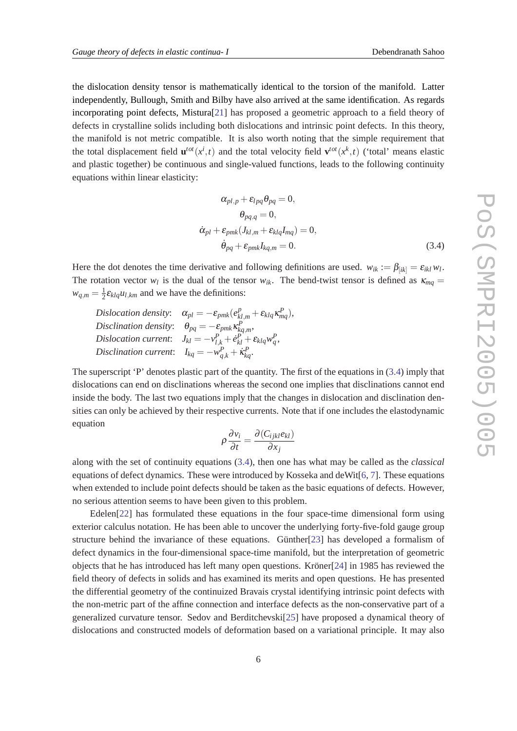the dislocation density tensor is mathematically identical to the torsion of the manifold. Latter independently, Bullough, Smith and Bilby have also arrived at the same identification. As regards incorporating point defects, Mistura[21] has proposed a geometric approach to a field theory of defects in crystalline solids including both dislocations and intrinsic point defects. In this theory, the manifold is not metric compatible. It is also worth noting that the simple requirement that the total displacement field $\mathbf{u}^{tot}(x^i,t)$ and the total velocity field $\mathbf{v}^{tot}(x^k,t)$ ('total' means elastic and plastic together) be continuous and single-valued functions, leads to the following continuity equations within linear elasticity:

$$
\begin{aligned}
\alpha_{pl,p} + \varepsilon_{lpq}\theta_{pq} &= 0, \\
\theta_{pq,q} &= 0, \\
\dot{\alpha}_{pl} + \varepsilon_{pmk}(J_{kl,m} + \varepsilon_{klq} I_{mq}) &= 0, \\
\dot{\theta}_{pq} + \varepsilon_{pmk} I_{kq,m} &= 0.
\end{aligned}
\tag{3.4}
$$

Here the dot denotes the time derivative and following definitions are used. $w_{ik} := \beta_{[ik]} = \varepsilon_{ikl} w_l$. The rotation vector $w_l$ is the dual of the tensor $w_{ik}$. The bend-twist tensor is defined as $\kappa_{mq} = w_{q,m} = \frac{1}{2}\varepsilon_{klq} u_{l,km}$ and we have the definitions:

*Dislocation density*: $\alpha_{pl} = -\varepsilon_{pmk}(e^P_{kl,m} + \varepsilon_{klq}\kappa^P_{mq})$,
*Disclination density*: $\theta_{pq} = -\varepsilon_{pmk}\kappa^P_{kq,m}$,
*Dislocation current*: $J_{kl} = -v^P_{l,k} + \dot{e}^P_{kl} + \varepsilon_{klq} w^P_q$,
*Disclination current*: $I_{kq} = -w^P_{q,k} + \dot{\kappa}^P_{kq}$.

The superscript 'P' denotes plastic part of the quantity. The first of the equations in (3.4) imply that dislocations can end on disclinations whereas the second one implies that disclinations cannot end inside the body. The last two equations imply that the changes in dislocation and disclination densities can only be achieved by their respective currents. Note that if one includes the elastodynamic equation

$$
\rho \frac{\partial v_i}{\partial t} = \frac{\partial (C_{ijkl} e_{kl})}{\partial x_j}
$$

along with the set of continuity equations (3.4), then one has what may be called as the *classical* equations of defect dynamics. These were introduced by Kosseka and deWit[6, 7]. These equations when extended to include point defects should be taken as the basic equations of defects. However, no serious attention seems to have been given to this problem.

Edelen[22] has formulated these equations in the four space-time dimensional form using exterior calculus notation. He has been able to uncover the underlying forty-five-fold gauge group structure behind the invariance of these equations. Günther[23] has developed a formalism of defect dynamics in the four-dimensional space-time manifold, but the interpretation of geometric objects that he has introduced has left many open questions. Kröner[24] in 1985 has reviewed the field theory of defects in solids and has examined its merits and open questions. He has presented the differential geometry of the continuized Bravais crystal identifying intrinsic point defects with the non-metric part of the affine connection and interface defects as the non-conservative part of a generalized curvature tensor. Sedov and Berditchevski[25] have proposed a dynamical theory of dislocations and constructed models of deformation based on a variational principle. It may also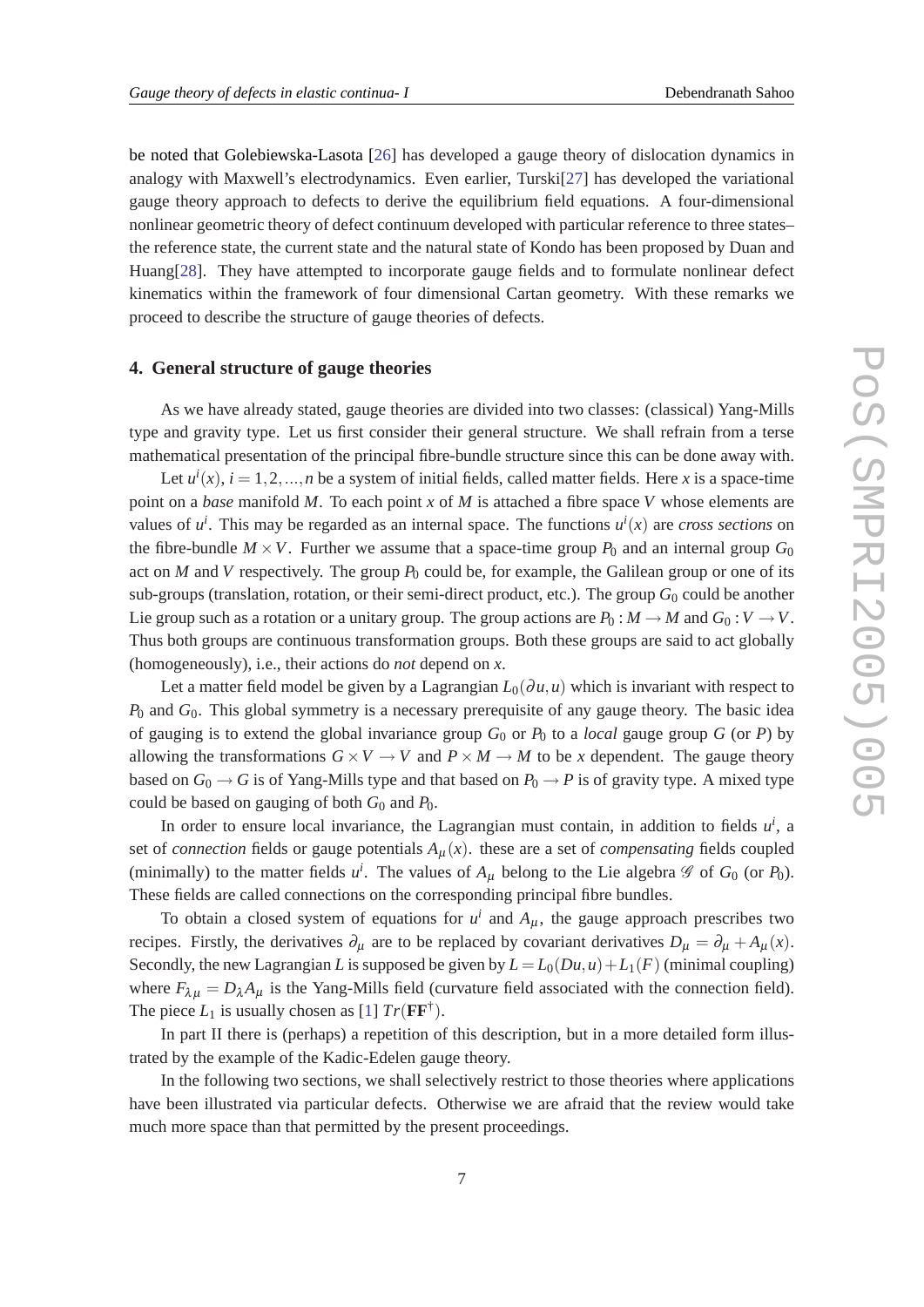be noted that Golebiewska-Lasota [26] has developed a gauge theory of dislocation dynamics in analogy with Maxwell's electrodynamics. Even earlier, Turski[27] has developed the variational gauge theory approach to defects to derive the equilibrium field equations. A four-dimensional nonlinear geometric theory of defect continuum developed with particular reference to three states– the reference state, the current state and the natural state of Kondo has been proposed by Duan and Huang[28]. They have attempted to incorporate gauge fields and to formulate nonlinear defect kinematics within the framework of four dimensional Cartan geometry. With these remarks we proceed to describe the structure of gauge theories of defects.

## 4. General structure of gauge theories

As we have already stated, gauge theories are divided into two classes: (classical) Yang-Mills type and gravity type. Let us first consider their general structure. We shall refrain from a terse mathematical presentation of the principal fibre-bundle structure since this can be done away with.

Let $u^i(x)$, $i = 1, 2, ..., n$ be a system of initial fields, called matter fields. Here $x$ is a space-time point on a *base* manifold $M$. To each point $x$ of $M$ is attached a fibre space $V$ whose elements are values of $u^i$. This may be regarded as an internal space. The functions $u^i(x)$ are *cross sections* on the fibre-bundle $M \times V$. Further we assume that a space-time group $P_0$ and an internal group $G_0$ act on $M$ and $V$ respectively. The group $P_0$ could be, for example, the Galilean group or one of its sub-groups (translation, rotation, or their semi-direct product, etc.). The group $G_0$ could be another Lie group such as a rotation or a unitary group. The group actions are $P_0 : M \to M$ and $G_0 : V \to V$. Thus both groups are continuous transformation groups. Both these groups are said to act globally (homogeneously), i.e., their actions do *not* depend on $x$.

Let a matter field model be given by a Lagrangian $L_0(\partial u, u)$ which is invariant with respect to $P_0$ and $G_0$. This global symmetry is a necessary prerequisite of any gauge theory. The basic idea of gauging is to extend the global invariance group $G_0$ or $P_0$ to a *local* gauge group $G$ (or $P$) by allowing the transformations $G \times V \to V$ and $P \times M \to M$ to be $x$ dependent. The gauge theory based on $G_0 \to G$ is of Yang-Mills type and that based on $P_0 \to P$ is of gravity type. A mixed type could be based on gauging of both $G_0$ and $P_0$.

In order to ensure local invariance, the Lagrangian must contain, in addition to fields $u^i$, a set of *connection* fields or gauge potentials $A_\mu(x)$. these are a set of *compensating* fields coupled (minimally) to the matter fields $u^i$. The values of $A_\mu$ belong to the Lie algebra $\mathscr{G}$ of $G_0$ (or $P_0$). These fields are called connections on the corresponding principal fibre bundles.

To obtain a closed system of equations for $u^i$ and $A_\mu$, the gauge approach prescribes two recipes. Firstly, the derivatives $\partial_\mu$ are to be replaced by covariant derivatives $D_\mu = \partial_\mu + A_\mu(x)$. Secondly, the new Lagrangian $L$ is supposed be given by $L = L_0(Du, u) + L_1(F)$ (minimal coupling) where $F_{\lambda\mu} = D_\lambda A_\mu$ is the Yang-Mills field (curvature field associated with the connection field). The piece $L_1$ is usually chosen as [1] $Tr(\mathbf{F}\mathbf{F}^\dagger)$.

In part II there is (perhaps) a repetition of this description, but in a more detailed form illustrated by the example of the Kadic-Edelen gauge theory.

In the following two sections, we shall selectively restrict to those theories where applications have been illustrated via particular defects. Otherwise we are afraid that the review would take much more space than that permitted by the present proceedings.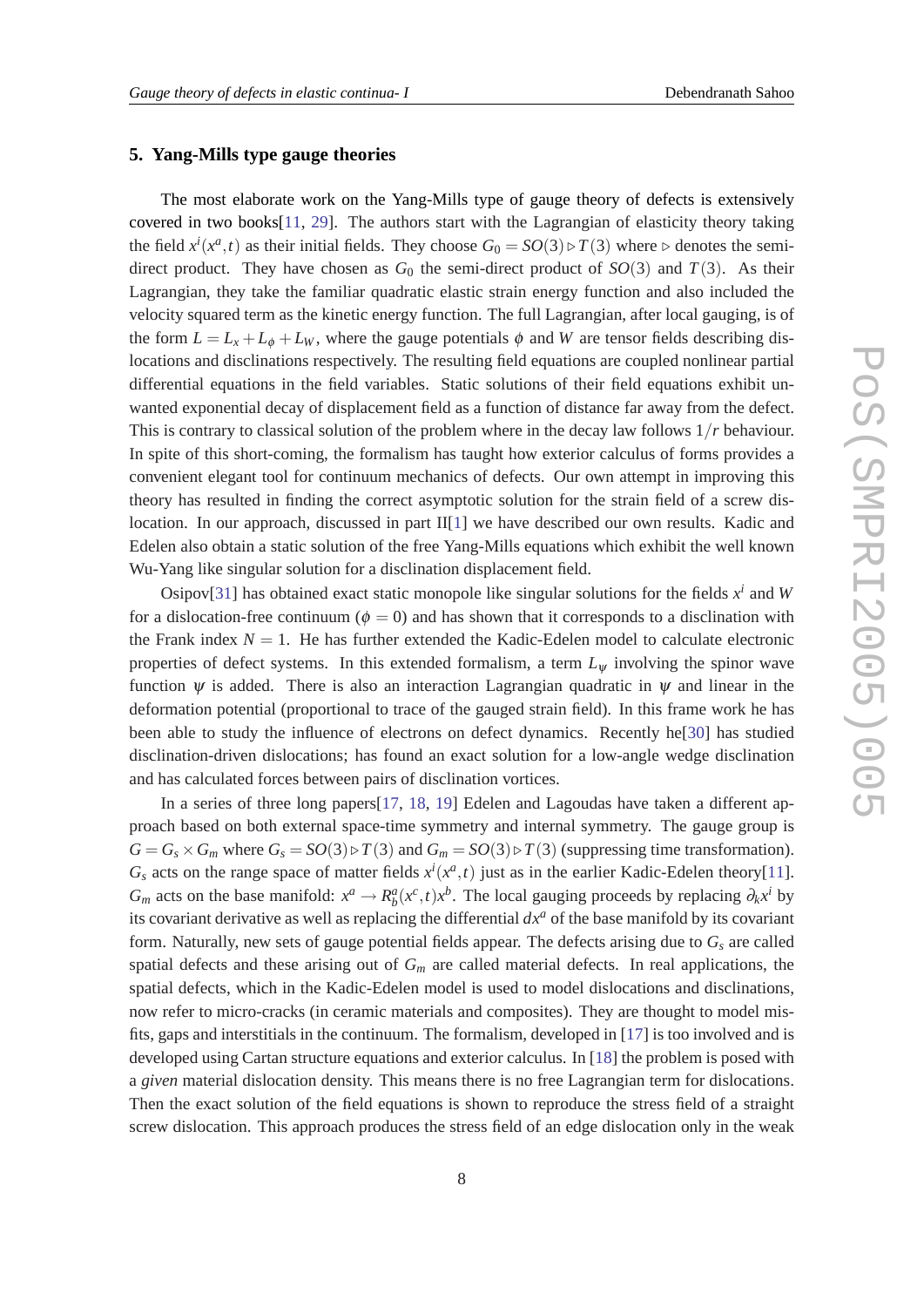## 5. Yang-Mills type gauge theories

The most elaborate work on the Yang-Mills type of gauge theory of defects is extensively covered in two books[11, 29]. The authors start with the Lagrangian of elasticity theory taking the field $x^i(x^a,t)$ as their initial fields. They choose $G_0 = SO(3) \triangleright T(3)$ where $\triangleright$ denotes the semi-direct product. They have chosen as $G_0$ the semi-direct product of $SO(3)$ and $T(3)$. As their Lagrangian, they take the familiar quadratic elastic strain energy function and also included the velocity squared term as the kinetic energy function. The full Lagrangian, after local gauging, is of the form $L = L_x + L_\phi + L_W$, where the gauge potentials $\phi$ and $W$ are tensor fields describing dislocations and disclinations respectively. The resulting field equations are coupled nonlinear partial differential equations in the field variables. Static solutions of their field equations exhibit unwanted exponential decay of displacement field as a function of distance far away from the defect. This is contrary to classical solution of the problem where in the decay law follows $1/r$ behaviour. In spite of this short-coming, the formalism has taught how exterior calculus of forms provides a convenient elegant tool for continuum mechanics of defects. Our own attempt in improving this theory has resulted in finding the correct asymptotic solution for the strain field of a screw dislocation. In our approach, discussed in part II[1] we have described our own results. Kadic and Edelen also obtain a static solution of the free Yang-Mills equations which exhibit the well known Wu-Yang like singular solution for a disclination displacement field.

Osipov[31] has obtained exact static monopole like singular solutions for the fields $x^i$ and $W$ for a dislocation-free continuum ($\phi = 0$) and has shown that it corresponds to a disclination with the Frank index $N = 1$. He has further extended the Kadic-Edelen model to calculate electronic properties of defect systems. In this extended formalism, a term $L_\psi$ involving the spinor wave function $\psi$ is added. There is also an interaction Lagrangian quadratic in $\psi$ and linear in the deformation potential (proportional to trace of the gauged strain field). In this frame work he has been able to study the influence of electrons on defect dynamics. Recently he[30] has studied disclination-driven dislocations; has found an exact solution for a low-angle wedge disclination and has calculated forces between pairs of disclination vortices.

In a series of three long papers[17, 18, 19] Edelen and Lagoudas have taken a different approach based on both external space-time symmetry and internal symmetry. The gauge group is $G = G_s \times G_m$ where $G_s = SO(3) \triangleright T(3)$ and $G_m = SO(3) \triangleright T(3)$ (suppressing time transformation). $G_s$ acts on the range space of matter fields $x^i(x^a,t)$ just as in the earlier Kadic-Edelen theory[11]. $G_m$ acts on the base manifold: $x^a \to R^a_b(x^c,t)x^b$. The local gauging proceeds by replacing $\partial_k x^i$ by its covariant derivative as well as replacing the differential $dx^a$ of the base manifold by its covariant form. Naturally, new sets of gauge potential fields appear. The defects arising due to $G_s$ are called spatial defects and these arising out of $G_m$ are called material defects. In real applications, the spatial defects, which in the Kadic-Edelen model is used to model dislocations and disclinations, now refer to micro-cracks (in ceramic materials and composites). They are thought to model misfits, gaps and interstitials in the continuum. The formalism, developed in [17] is too involved and is developed using Cartan structure equations and exterior calculus. In [18] the problem is posed with a *given* material dislocation density. This means there is no free Lagrangian term for dislocations. Then the exact solution of the field equations is shown to reproduce the stress field of a straight screw dislocation. This approach produces the stress field of an edge dislocation only in the weak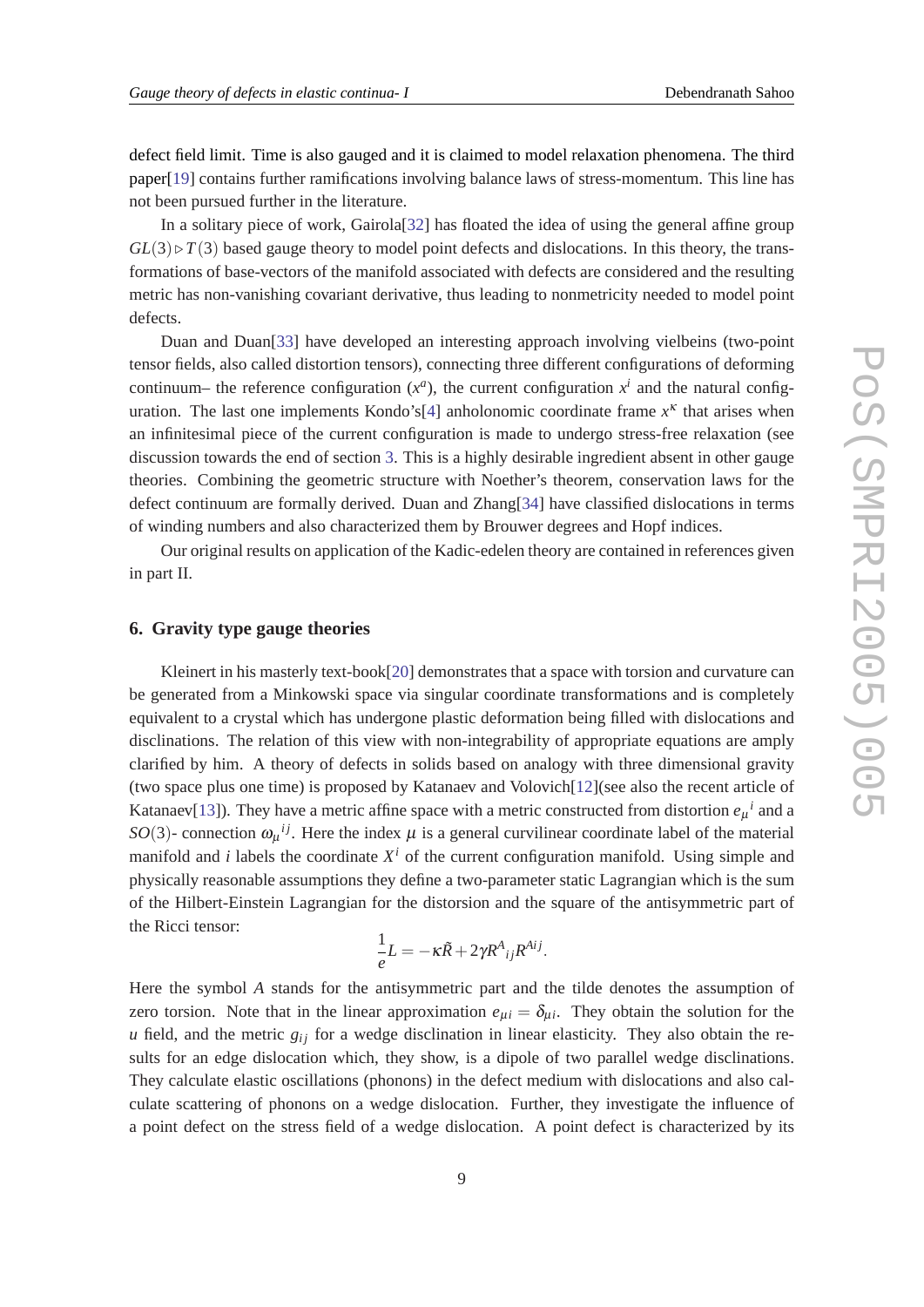defect field limit. Time is also gauged and it is claimed to model relaxation phenomena. The third paper[19] contains further ramifications involving balance laws of stress-momentum. This line has not been pursued further in the literature.

In a solitary piece of work, Gairola[32] has floated the idea of using the general affine group $GL(3) \triangleright T(3)$ based gauge theory to model point defects and dislocations. In this theory, the transformations of base-vectors of the manifold associated with defects are considered and the resulting metric has non-vanishing covariant derivative, thus leading to nonmetricity needed to model point defects.

Duan and Duan[33] have developed an interesting approach involving vielbeins (two-point tensor fields, also called distortion tensors), connecting three different configurations of deforming continuum– the reference configuration ($x^a$), the current configuration $x^i$ and the natural configuration. The last one implements Kondo's[4] anholonomic coordinate frame $x^\kappa$ that arises when an infinitesimal piece of the current configuration is made to undergo stress-free relaxation (see discussion towards the end of section 3. This is a highly desirable ingredient absent in other gauge theories. Combining the geometric structure with Noether's theorem, conservation laws for the defect continuum are formally derived. Duan and Zhang[34] have classified dislocations in terms of winding numbers and also characterized them by Brouwer degrees and Hopf indices.

Our original results on application of the Kadic-edelen theory are contained in references given in part II.

## 6. Gravity type gauge theories

Kleinert in his masterly text-book[20] demonstrates that a space with torsion and curvature can be generated from a Minkowski space via singular coordinate transformations and is completely equivalent to a crystal which has undergone plastic deformation being filled with dislocations and disclinations. The relation of this view with non-integrability of appropriate equations are amply clarified by him. A theory of defects in solids based on analogy with three dimensional gravity (two space plus one time) is proposed by Katanaev and Volovich[12](see also the recent article of Katanaev[13]). They have a metric affine space with a metric constructed from distortion $e_\mu{}^i$ and a $SO(3)$- connection $\omega_\mu{}^{ij}$. Here the index $\mu$ is a general curvilinear coordinate label of the material manifold and $i$ labels the coordinate $X^i$ of the current configuration manifold. Using simple and physically reasonable assumptions they define a two-parameter static Lagrangian which is the sum of the Hilbert-Einstein Lagrangian for the distorsion and the square of the antisymmetric part of the Ricci tensor:

$$\frac{1}{e}L = -\kappa\tilde{R} + 2\gamma R^A{}_{ij}R^{Aij}.$$

Here the symbol $A$ stands for the antisymmetric part and the tilde denotes the assumption of zero torsion. Note that in the linear approximation $e_{\mu i} = \delta_{\mu i}$. They obtain the solution for the $u$ field, and the metric $g_{ij}$ for a wedge disclination in linear elasticity. They also obtain the results for an edge dislocation which, they show, is a dipole of two parallel wedge disclinations. They calculate elastic oscillations (phonons) in the defect medium with dislocations and also calculate scattering of phonons on a wedge dislocation. Further, they investigate the influence of a point defect on the stress field of a wedge dislocation. A point defect is characterized by its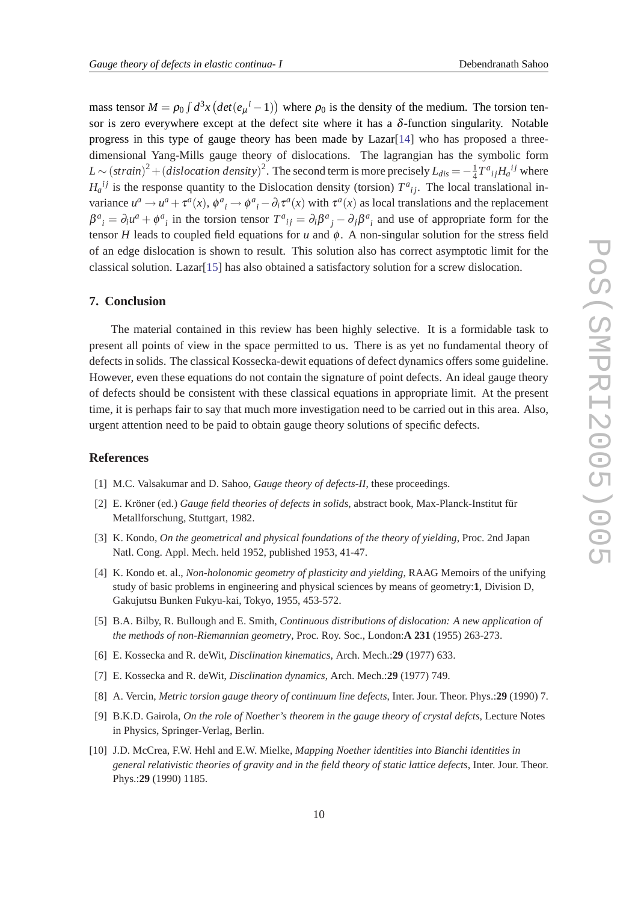mass tensor $M = \rho_0 \int d^3x \left(det(e_\mu{}^i - 1)\right)$ where $\rho_0$ is the density of the medium. The torsion tensor is zero everywhere except at the defect site where it has a $\delta$-function singularity. Notable progress in this type of gauge theory has been made by Lazar[14] who has proposed a three-dimensional Yang-Mills gauge theory of dislocations. The lagrangian has the symbolic form $L \sim (strain)^2 + (dislocation\ density)^2$. The second term is more precisely $L_{dis} = -\frac{1}{4} T^a{}_{ij} H_a{}^{ij}$ where $H_a{}^{ij}$ is the response quantity to the Dislocation density (torsion) $T^a{}_{ij}$. The local translational invariance $u^a \rightarrow u^a + \tau^a(x)$, $\phi^a{}_i \rightarrow \phi^a{}_i - \partial_i \tau^a(x)$ with $\tau^a(x)$ as local translations and the replacement $\beta^a{}_i = \partial_i u^a + \phi^a{}_i$ in the torsion tensor $T^a{}_{ij} = \partial_i \beta^a{}_j - \partial_j \beta^a{}_i$ and use of appropriate form for the tensor $H$ leads to coupled field equations for $u$ and $\phi$. A non-singular solution for the stress field of an edge dislocation is shown to result. This solution also has correct asymptotic limit for the classical solution. Lazar[15] has also obtained a satisfactory solution for a screw dislocation.

## 7. Conclusion

The material contained in this review has been highly selective. It is a formidable task to present all points of view in the space permitted to us. There is as yet no fundamental theory of defects in solids. The classical Kossecka-dewit equations of defect dynamics offers some guideline. However, even these equations do not contain the signature of point defects. An ideal gauge theory of defects should be consistent with these classical equations in appropriate limit. At the present time, it is perhaps fair to say that much more investigation need to be carried out in this area. Also, urgent attention need to be paid to obtain gauge theory solutions of specific defects.

## References

[1] M.C. Valsakumar and D. Sahoo, *Gauge theory of defects-II*, these proceedings.

[2] E. Kröner (ed.) *Gauge field theories of defects in solids*, abstract book, Max-Planck-Institut für Metallforschung, Stuttgart, 1982.

[3] K. Kondo, *On the geometrical and physical foundations of the theory of yielding*, Proc. 2nd Japan Natl. Cong. Appl. Mech. held 1952, published 1953, 41-47.

[4] K. Kondo et. al., *Non-holonomic geometry of plasticity and yielding*, RAAG Memoirs of the unifying study of basic problems in engineering and physical sciences by means of geometry:**1**, Division D, Gakujutsu Bunken Fukyu-kai, Tokyo, 1955, 453-572.

[5] B.A. Bilby, R. Bullough and E. Smith, *Continuous distributions of dislocation: A new application of the methods of non-Riemannian geometry*, Proc. Roy. Soc., London:**A 231** (1955) 263-273.

[6] E. Kossecka and R. deWit, *Disclination kinematics*, Arch. Mech.:**29** (1977) 633.

[7] E. Kossecka and R. deWit, *Disclination dynamics*, Arch. Mech.:**29** (1977) 749.

[8] A. Vercin, *Metric torsion gauge theory of continuum line defects*, Inter. Jour. Theor. Phys.:**29** (1990) 7.

[9] B.K.D. Gairola, *On the role of Noether's theorem in the gauge theory of crystal defcts*, Lecture Notes in Physics, Springer-Verlag, Berlin.

[10] J.D. McCrea, F.W. Hehl and E.W. Mielke, *Mapping Noether identities into Bianchi identities in general relativistic theories of gravity and in the field theory of static lattice defects*, Inter. Jour. Theor. Phys.:**29** (1990) 1185.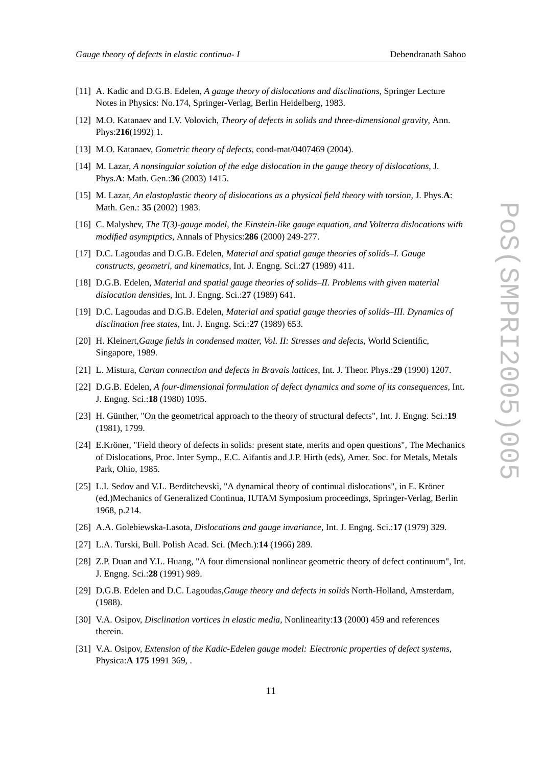[11] A. Kadic and D.G.B. Edelen, *A gauge theory of dislocations and disclinations*, Springer Lecture Notes in Physics: No.174, Springer-Verlag, Berlin Heidelberg, 1983.

[12] M.O. Katanaev and I.V. Volovich, *Theory of defects in solids and three-dimensional gravity*, Ann. Phys:**216**(1992) 1.

[13] M.O. Katanaev, *Gometric theory of defects*, cond-mat/0407469 (2004).

[14] M. Lazar, *A nonsingular solution of the edge dislocation in the gauge theory of dislocations*, J. Phys.**A**: Math. Gen.:**36** (2003) 1415.

[15] M. Lazar, *An elastoplastic theory of dislocations as a physical field theory with torsion*, J. Phys.**A**: Math. Gen.: **35** (2002) 1983.

[16] C. Malyshev, *The T(3)-gauge model, the Einstein-like gauge equation, and Volterra dislocations with modified asymptptics*, Annals of Physics:**286** (2000) 249-277.

[17] D.C. Lagoudas and D.G.B. Edelen, *Material and spatial gauge theories of solids–I. Gauge constructs, geometri, and kinematics*, Int. J. Engng. Sci.:**27** (1989) 411.

[18] D.G.B. Edelen, *Material and spatial gauge theories of solids–II. Problems with given material dislocation densities*, Int. J. Engng. Sci.:**27** (1989) 641.

[19] D.C. Lagoudas and D.G.B. Edelen, *Material and spatial gauge theories of solids–III. Dynamics of disclination free states*, Int. J. Engng. Sci.:**27** (1989) 653.

[20] H. Kleinert,*Gauge fields in condensed matter, Vol. II: Stresses and defects*, World Scientific, Singapore, 1989.

[21] L. Mistura, *Cartan connection and defects in Bravais lattices*, Int. J. Theor. Phys.:**29** (1990) 1207.

[22] D.G.B. Edelen, *A four-dimensional formulation of defect dynamics and some of its consequences*, Int. J. Engng. Sci.:**18** (1980) 1095.

[23] H. Günther, "On the geometrical approach to the theory of structural defects", Int. J. Engng. Sci.:**19** (1981), 1799.

[24] E.Kröner, "Field theory of defects in solids: present state, merits and open questions", The Mechanics of Dislocations, Proc. Inter Symp., E.C. Aifantis and J.P. Hirth (eds), Amer. Soc. for Metals, Metals Park, Ohio, 1985.

[25] L.I. Sedov and V.L. Berditchevski, "A dynamical theory of continual dislocations", in E. Kröner (ed.)Mechanics of Generalized Continua, IUTAM Symposium proceedings, Springer-Verlag, Berlin 1968, p.214.

[26] A.A. Golebiewska-Lasota, *Dislocations and gauge invariance*, Int. J. Engng. Sci.:**17** (1979) 329.

[27] L.A. Turski, Bull. Polish Acad. Sci. (Mech.):**14** (1966) 289.

[28] Z.P. Duan and Y.L. Huang, "A four dimensional nonlinear geometric theory of defect continuum", Int. J. Engng. Sci.:**28** (1991) 989.

[29] D.G.B. Edelen and D.C. Lagoudas,*Gauge theory and defects in solids* North-Holland, Amsterdam, (1988).

[30] V.A. Osipov, *Disclination vortices in elastic media*, Nonlinearity:**13** (2000) 459 and references therein.

[31] V.A. Osipov, *Extension of the Kadic-Edelen gauge model: Electronic properties of defect systems*, Physica:**A 175** 1991 369, .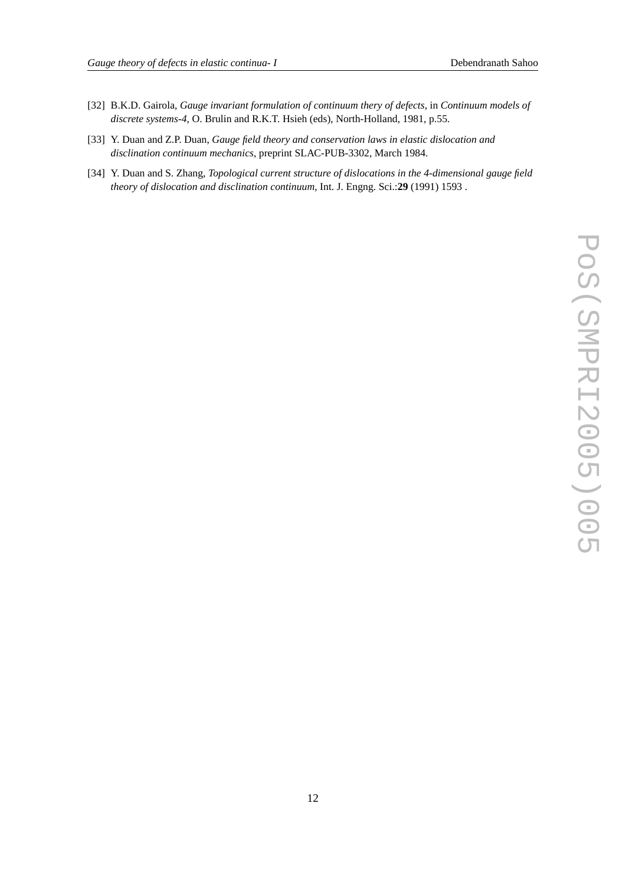[32] B.K.D. Gairola, *Gauge invariant formulation of continuum thery of defects*, in *Continuum models of discrete systems-4*, O. Brulin and R.K.T. Hsieh (eds), North-Holland, 1981, p.55.

[33] Y. Duan and Z.P. Duan, *Gauge field theory and conservation laws in elastic dislocation and disclination continuum mechanics*, preprint SLAC-PUB-3302, March 1984.

[34] Y. Duan and S. Zhang, *Topological current structure of dislocations in the 4-dimensional gauge field theory of dislocation and disclination continuum*, Int. J. Engng. Sci.:**29** (1991) 1593 .